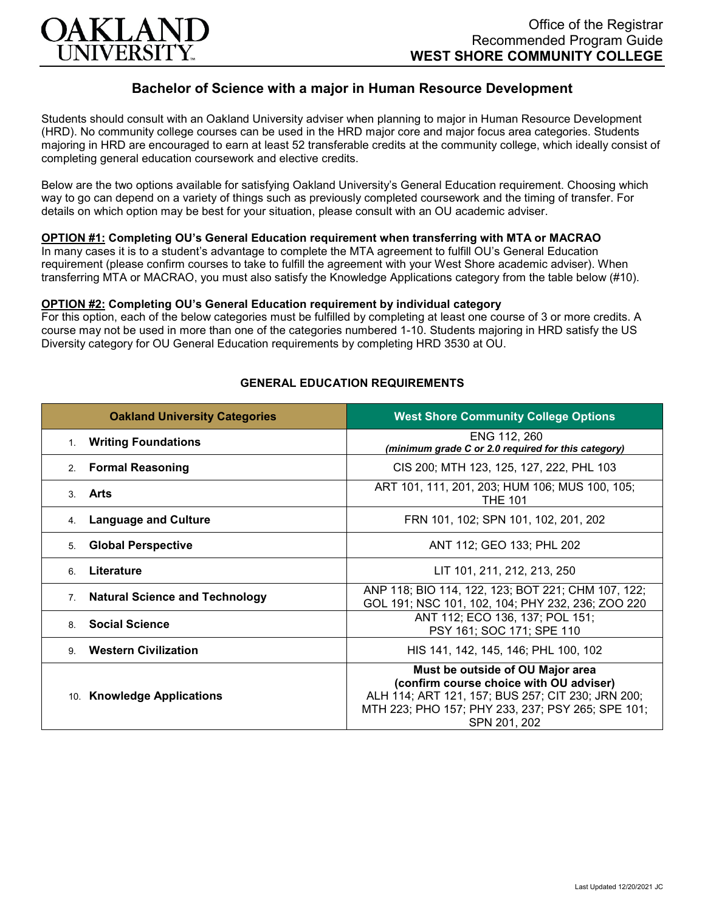Office of the Registrar
Recommended Program Guide
**WEST SHORE COMMUNITY COLLEGE**

# Bachelor of Science with a major in Human Resource Development

Students should consult with an Oakland University adviser when planning to major in Human Resource Development (HRD). No community college courses can be used in the HRD major core and major focus area categories. Students majoring in HRD are encouraged to earn at least 52 transferable credits at the community college, which ideally consist of completing general education coursework and elective credits.

Below are the two options available for satisfying Oakland University's General Education requirement. Choosing which way to go can depend on a variety of things such as previously completed coursework and the timing of transfer. For details on which option may be best for your situation, please consult with an OU academic adviser.

**OPTION #1: Completing OU's General Education requirement when transferring with MTA or MACRAO**
In many cases it is to a student's advantage to complete the MTA agreement to fulfill OU's General Education requirement (please confirm courses to take to fulfill the agreement with your West Shore academic adviser). When transferring MTA or MACRAO, you must also satisfy the Knowledge Applications category from the table below (#10).

**OPTION #2: Completing OU's General Education requirement by individual category**
For this option, each of the below categories must be fulfilled by completing at least one course of 3 or more credits. A course may not be used in more than one of the categories numbered 1-10. Students majoring in HRD satisfy the US Diversity category for OU General Education requirements by completing HRD 3530 at OU.

## GENERAL EDUCATION REQUIREMENTS

| Oakland University Categories | West Shore Community College Options |
|---|---|
| 1. **Writing Foundations** | ENG 112, 260 *(minimum grade C or 2.0 required for this category)* |
| 2. **Formal Reasoning** | CIS 200; MTH 123, 125, 127, 222, PHL 103 |
| 3. **Arts** | ART 101, 111, 201, 203; HUM 106; MUS 100, 105; THE 101 |
| 4. **Language and Culture** | FRN 101, 102; SPN 101, 102, 201, 202 |
| 5. **Global Perspective** | ANT 112; GEO 133; PHL 202 |
| 6. **Literature** | LIT 101, 211, 212, 213, 250 |
| 7. **Natural Science and Technology** | ANP 118; BIO 114, 122, 123; BOT 221; CHM 107, 122; GOL 191; NSC 101, 102, 104; PHY 232, 236; ZOO 220 |
| 8. **Social Science** | ANT 112; ECO 136, 137; POL 151; PSY 161; SOC 171; SPE 110 |
| 9. **Western Civilization** | HIS 141, 142, 145, 146; PHL 100, 102 |
| 10. **Knowledge Applications** | **Must be outside of OU Major area (confirm course choice with OU adviser)** ALH 114; ART 121, 157; BUS 257; CIT 230; JRN 200; MTH 223; PHO 157; PHY 233, 237; PSY 265; SPE 101; SPN 201, 202 |

Last Updated 12/20/2021 JC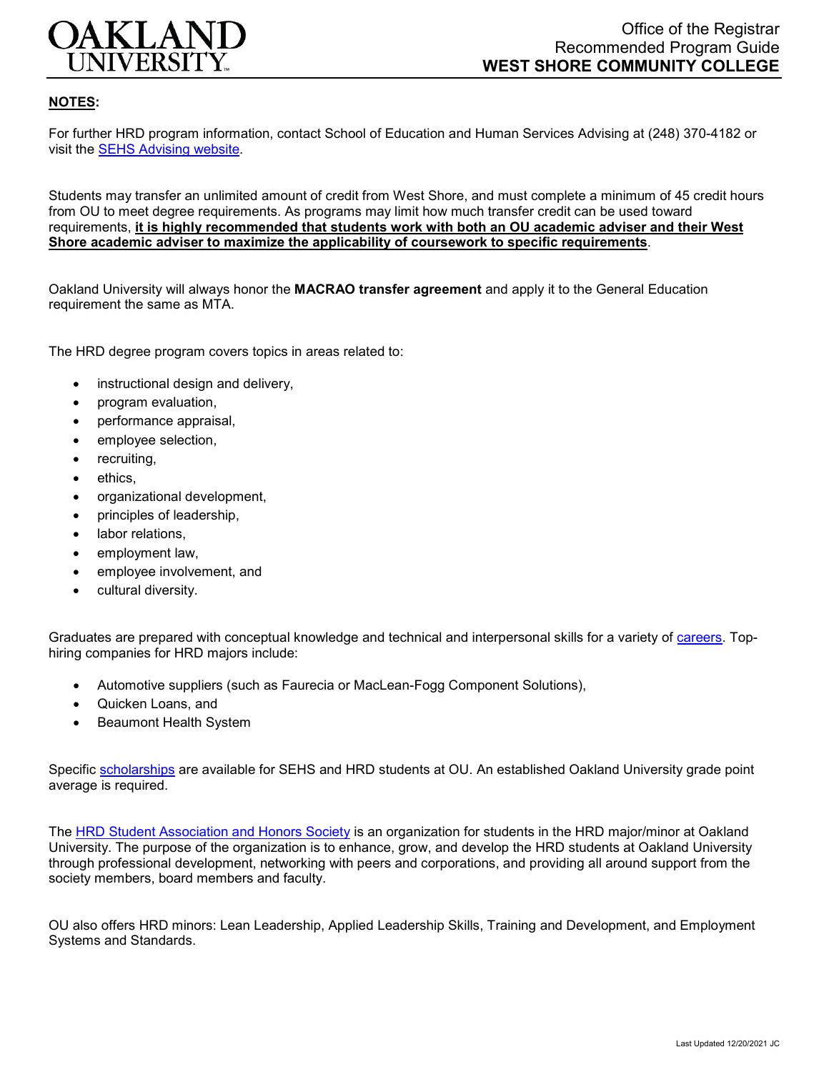**NOTES:**

For further HRD program information, contact School of Education and Human Services Advising at (248) 370-4182 or visit the SEHS Advising website.

Students may transfer an unlimited amount of credit from West Shore, and must complete a minimum of 45 credit hours from OU to meet degree requirements. As programs may limit how much transfer credit can be used toward requirements, **it is highly recommended that students work with both an OU academic adviser and their West Shore academic adviser to maximize the applicability of coursework to specific requirements**.

Oakland University will always honor the **MACRAO transfer agreement** and apply it to the General Education requirement the same as MTA.

The HRD degree program covers topics in areas related to:

- instructional design and delivery,
- program evaluation,
- performance appraisal,
- employee selection,
- recruiting,
- ethics,
- organizational development,
- principles of leadership,
- labor relations,
- employment law,
- employee involvement, and
- cultural diversity.

Graduates are prepared with conceptual knowledge and technical and interpersonal skills for a variety of careers. Top-hiring companies for HRD majors include:

- Automotive suppliers (such as Faurecia or MacLean-Fogg Component Solutions),
- Quicken Loans, and
- Beaumont Health System

Specific scholarships are available for SEHS and HRD students at OU. An established Oakland University grade point average is required.

The HRD Student Association and Honors Society is an organization for students in the HRD major/minor at Oakland University. The purpose of the organization is to enhance, grow, and develop the HRD students at Oakland University through professional development, networking with peers and corporations, and providing all around support from the society members, board members and faculty.

OU also offers HRD minors: Lean Leadership, Applied Leadership Skills, Training and Development, and Employment Systems and Standards.

Last Updated 12/20/2021 JC